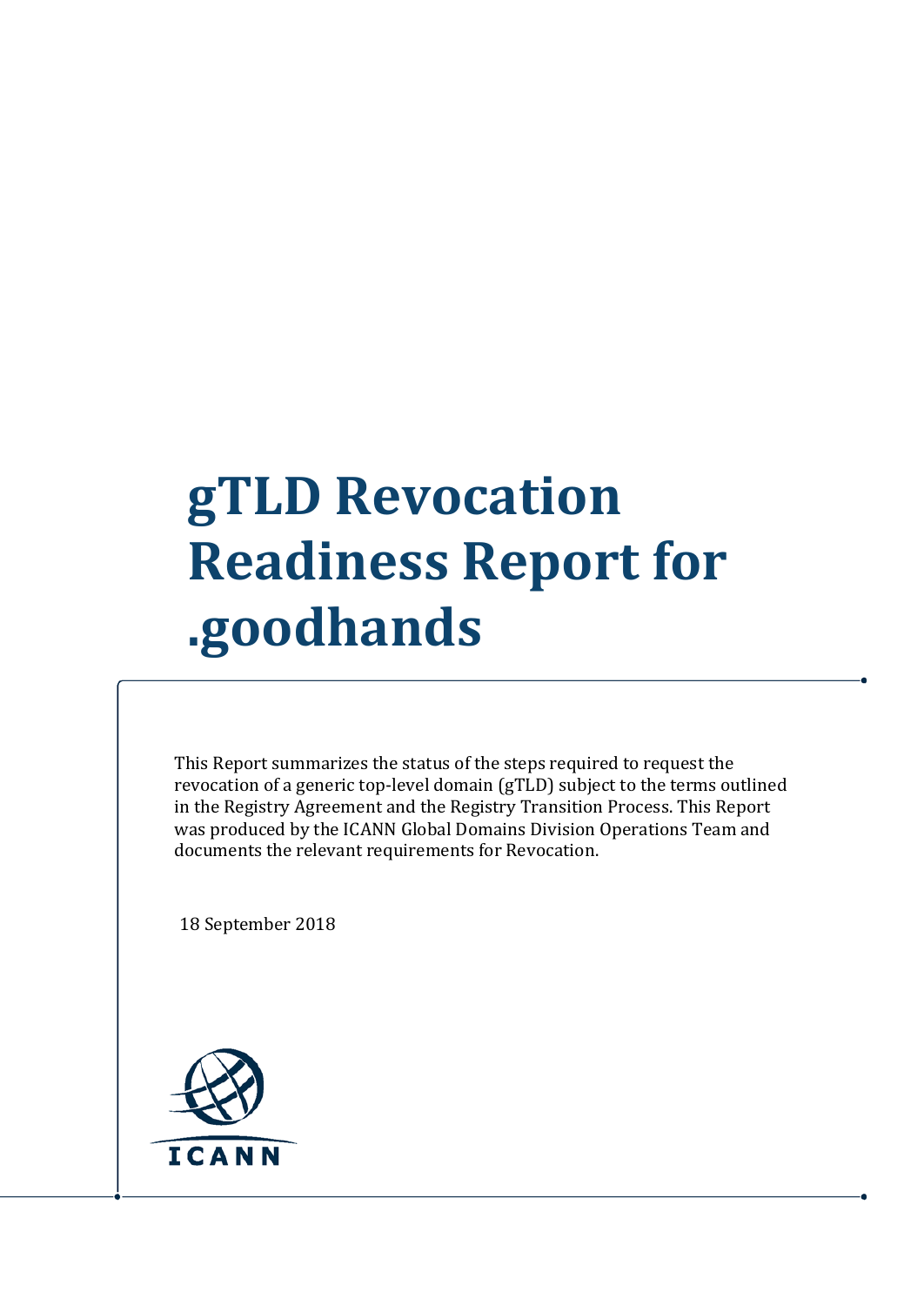# gTLD Revocation Readiness Report for .goodhands

This Report summarizes the status of the steps required to request the revocation of a generic top-level domain (gTLD) subject to the terms outlined in the Registry Agreement and the Registry Transition Process. This Report was produced by the ICANN Global Domains Division Operations Team and documents the relevant requirements for Revocation.

18 September 2018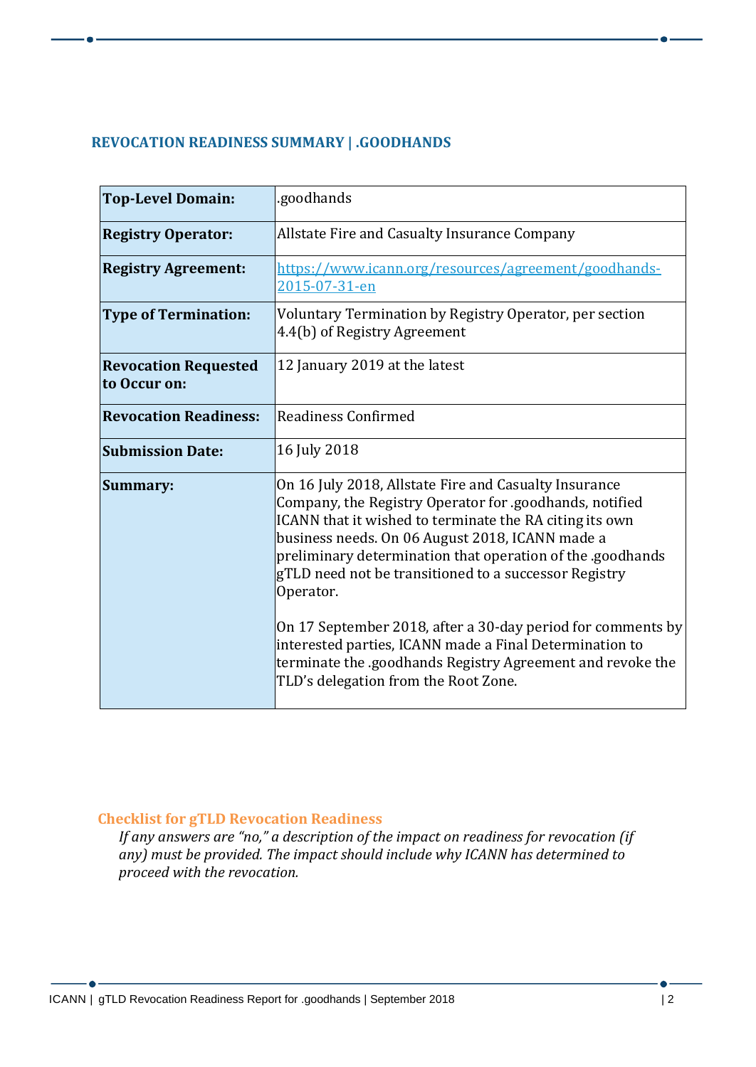## REVOCATION READINESS SUMMARY | .GOODHANDS

| | |
|---|---|
| **Top-Level Domain:** | .goodhands |
| **Registry Operator:** | Allstate Fire and Casualty Insurance Company |
| **Registry Agreement:** | [https://www.icann.org/resources/agreement/goodhands-2015-07-31-en](https://www.icann.org/resources/agreement/goodhands-2015-07-31-en) |
| **Type of Termination:** | Voluntary Termination by Registry Operator, per section 4.4(b) of Registry Agreement |
| **Revocation Requested to Occur on:** | 12 January 2019 at the latest |
| **Revocation Readiness:** | Readiness Confirmed |
| **Submission Date:** | 16 July 2018 |
| **Summary:** | On 16 July 2018, Allstate Fire and Casualty Insurance Company, the Registry Operator for .goodhands, notified ICANN that it wished to terminate the RA citing its own business needs. On 06 August 2018, ICANN made a preliminary determination that operation of the .goodhands gTLD need not be transitioned to a successor Registry Operator.<br><br>On 17 September 2018, after a 30-day period for comments by interested parties, ICANN made a Final Determination to terminate the .goodhands Registry Agreement and revoke the TLD's delegation from the Root Zone. |

### Checklist for gTLD Revocation Readiness

*If any answers are "no," a description of the impact on readiness for revocation (if any) must be provided. The impact should include why ICANN has determined to proceed with the revocation.*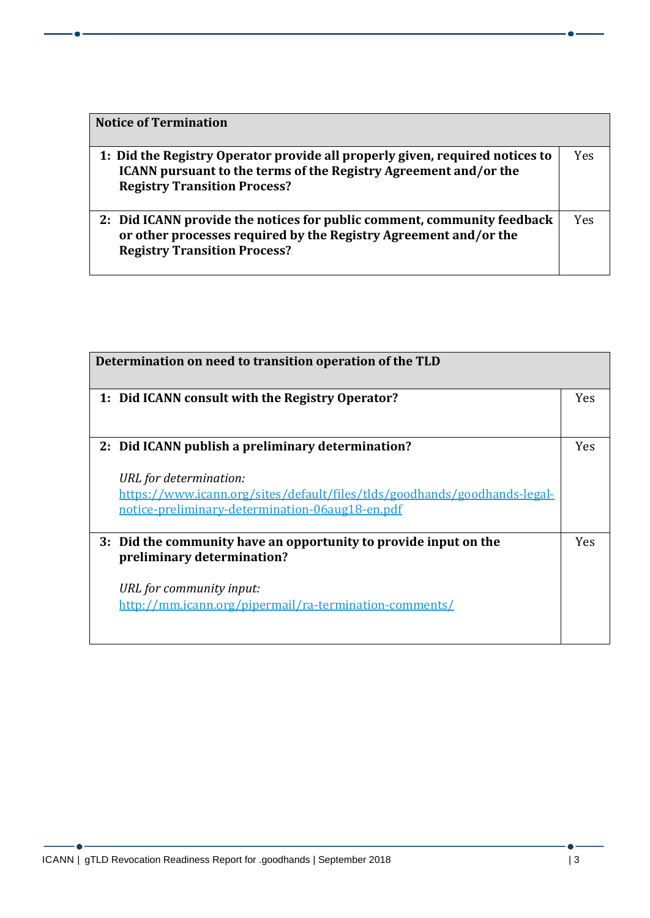| Notice of Termination | |
|---|---|
| **1: Did the Registry Operator provide all properly given, required notices to ICANN pursuant to the terms of the Registry Agreement and/or the Registry Transition Process?** | Yes |
| **2: Did ICANN provide the notices for public comment, community feedback or other processes required by the Registry Agreement and/or the Registry Transition Process?** | Yes |

| Determination on need to transition operation of the TLD | |
|---|---|
| **1: Did ICANN consult with the Registry Operator?** | Yes |
| **2: Did ICANN publish a preliminary determination?**<br><br>*URL for determination:*<br>[https://www.icann.org/sites/default/files/tlds/goodhands/goodhands-legal-notice-preliminary-determination-06aug18-en.pdf](https://www.icann.org/sites/default/files/tlds/goodhands/goodhands-legal-notice-preliminary-determination-06aug18-en.pdf) | Yes |
| **3: Did the community have an opportunity to provide input on the preliminary determination?**<br><br>*URL for community input:*<br>[http://mm.icann.org/pipermail/ra-termination-comments/](http://mm.icann.org/pipermail/ra-termination-comments/) | Yes |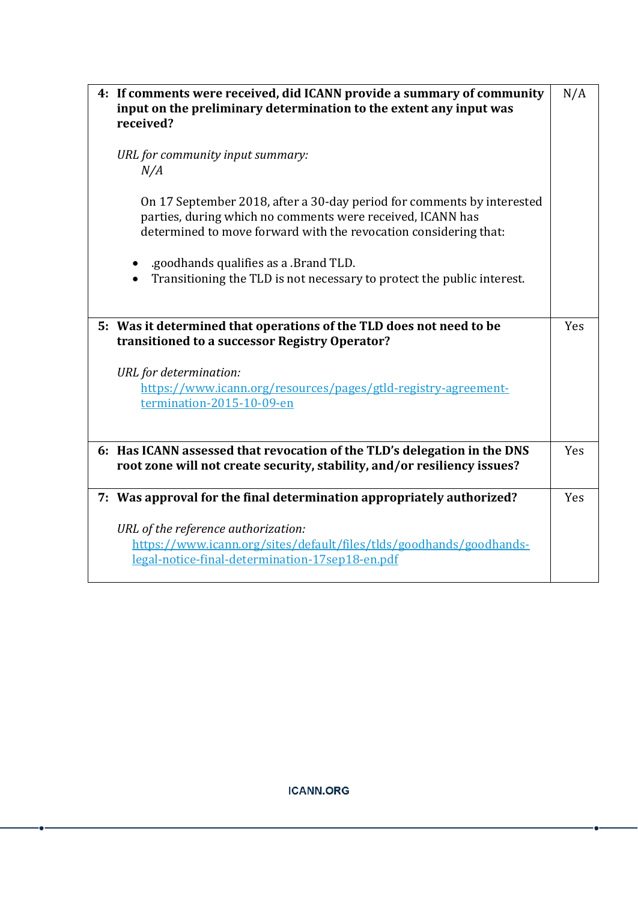| | |
|---|---|
| **4: If comments were received, did ICANN provide a summary of community input on the preliminary determination to the extent any input was received?**<br><br>*URL for community input summary:*<br>*N/A*<br><br>On 17 September 2018, after a 30-day period for comments by interested parties, during which no comments were received, ICANN has determined to move forward with the revocation considering that:<br><br>• .goodhands qualifies as a .Brand TLD.<br>• Transitioning the TLD is not necessary to protect the public interest. | N/A |
| **5: Was it determined that operations of the TLD does not need to be transitioned to a successor Registry Operator?**<br><br>*URL for determination:*<br>https://www.icann.org/resources/pages/gtld-registry-agreement-termination-2015-10-09-en | Yes |
| **6: Has ICANN assessed that revocation of the TLD's delegation in the DNS root zone will not create security, stability, and/or resiliency issues?** | Yes |
| **7: Was approval for the final determination appropriately authorized?**<br><br>*URL of the reference authorization:*<br>https://www.icann.org/sites/default/files/tlds/goodhands/goodhands-legal-notice-final-determination-17sep18-en.pdf | Yes |